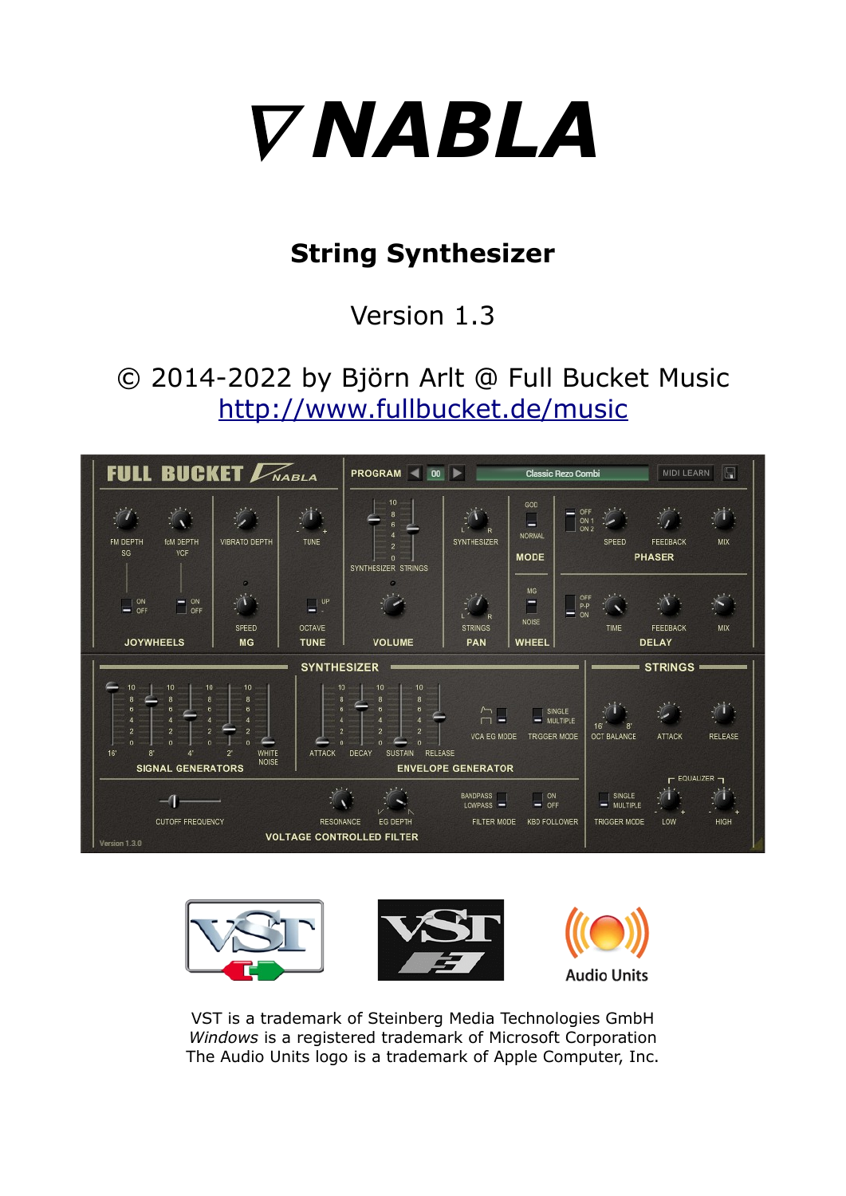# ∇ NABLA

## String Synthesizer

Version 1.3

© 2014-2022 by Björn Arlt @ Full Bucket Music
http://www.fullbucket.de/music

VST is a trademark of Steinberg Media Technologies GmbH
*Windows* is a registered trademark of Microsoft Corporation
The Audio Units logo is a trademark of Apple Computer, Inc.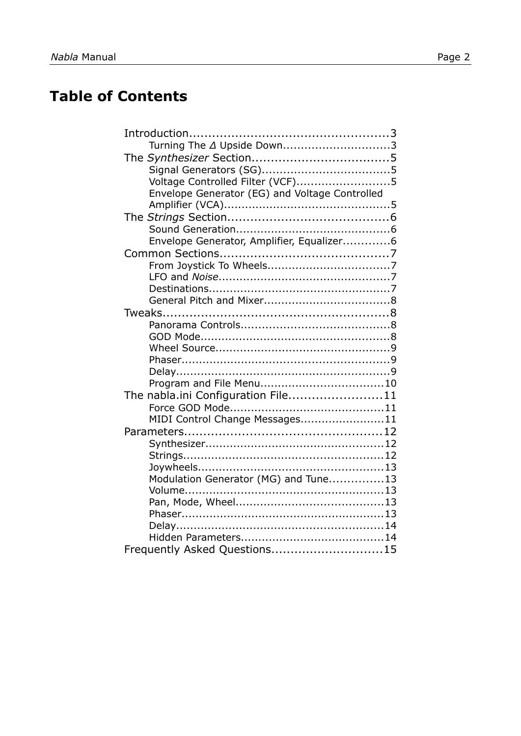# Table of Contents

- Introduction....................................................3
  - Turning The *Δ* Upside Down.............................3
- The *Synthesizer* Section....................................5
  - Signal Generators (SG)....................................5
  - Voltage Controlled Filter (VCF)..........................5
  - Envelope Generator (EG) and Voltage Controlled Amplifier (VCA)..............................................5
- The *Strings* Section..........................................6
  - Sound Generation...........................................6
  - Envelope Generator, Amplifier, Equalizer.............6
- Common Sections............................................7
  - From Joystick To Wheels...................................7
  - LFO and *Noise*................................................7
  - Destinations...................................................7
  - General Pitch and Mixer...................................8
- Tweaks...........................................................8
  - Panorama Controls..........................................8
  - GOD Mode.....................................................8
  - Wheel Source.................................................9
  - Phaser...........................................................9
  - Delay.............................................................9
  - Program and File Menu...................................10
- The nabla.ini Configuration File........................11
  - Force GOD Mode...........................................11
  - MIDI Control Change Messages........................11
- Parameters...................................................12
  - Synthesizer..................................................12
  - Strings.........................................................12
  - Joywheels....................................................13
  - Modulation Generator (MG) and Tune...............13
  - Volume........................................................13
  - Pan, Mode, Wheel..........................................13
  - Phaser.........................................................13
  - Delay...........................................................14
  - Hidden Parameters........................................14
- Frequently Asked Questions.............................15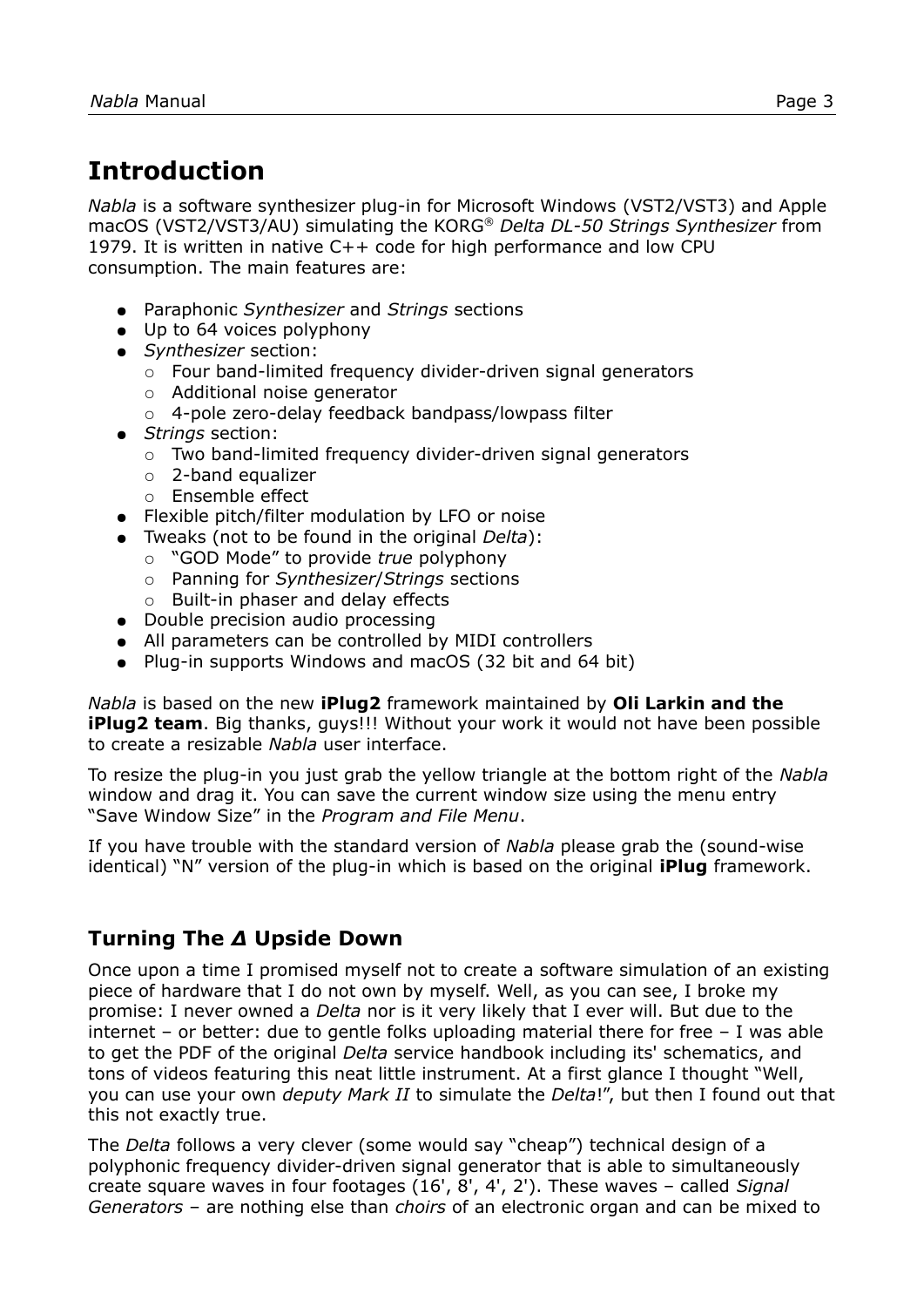# Introduction

*Nabla* is a software synthesizer plug-in for Microsoft Windows (VST2/VST3) and Apple macOS (VST2/VST3/AU) simulating the KORG® *Delta DL-50 Strings Synthesizer* from 1979. It is written in native C++ code for high performance and low CPU consumption. The main features are:

- Paraphonic *Synthesizer* and *Strings* sections
- Up to 64 voices polyphony
- *Synthesizer* section:
  - Four band-limited frequency divider-driven signal generators
  - Additional noise generator
  - 4-pole zero-delay feedback bandpass/lowpass filter
- *Strings* section:
  - Two band-limited frequency divider-driven signal generators
  - 2-band equalizer
  - Ensemble effect
- Flexible pitch/filter modulation by LFO or noise
- Tweaks (not to be found in the original *Delta*):
  - "GOD Mode" to provide *true* polyphony
  - Panning for *Synthesizer*/*Strings* sections
  - Built-in phaser and delay effects
- Double precision audio processing
- All parameters can be controlled by MIDI controllers
- Plug-in supports Windows and macOS (32 bit and 64 bit)

*Nabla* is based on the new **iPlug2** framework maintained by **Oli Larkin and the iPlug2 team**. Big thanks, guys!!! Without your work it would not have been possible to create a resizable *Nabla* user interface.

To resize the plug-in you just grab the yellow triangle at the bottom right of the *Nabla* window and drag it. You can save the current window size using the menu entry "Save Window Size" in the *Program and File Menu*.

If you have trouble with the standard version of *Nabla* please grab the (sound-wise identical) "N" version of the plug-in which is based on the original **iPlug** framework.

## Turning The *Δ* Upside Down

Once upon a time I promised myself not to create a software simulation of an existing piece of hardware that I do not own by myself. Well, as you can see, I broke my promise: I never owned a *Delta* nor is it very likely that I ever will. But due to the internet – or better: due to gentle folks uploading material there for free – I was able to get the PDF of the original *Delta* service handbook including its' schematics, and tons of videos featuring this neat little instrument. At a first glance I thought "Well, you can use your own *deputy Mark II* to simulate the *Delta*!", but then I found out that this not exactly true.

The *Delta* follows a very clever (some would say "cheap") technical design of a polyphonic frequency divider-driven signal generator that is able to simultaneously create square waves in four footages (16', 8', 4', 2'). These waves – called *Signal Generators* – are nothing else than *choirs* of an electronic organ and can be mixed to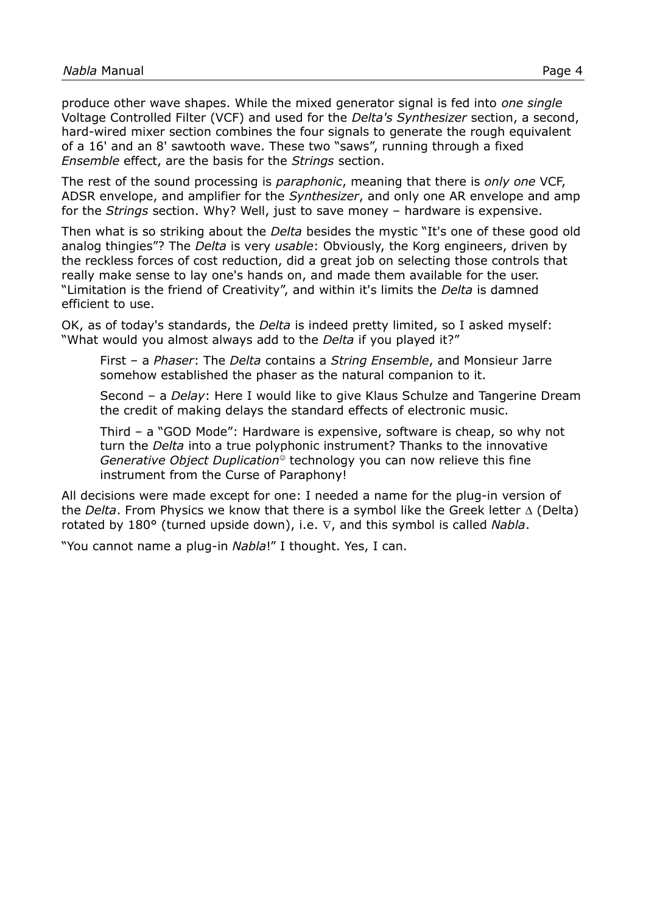produce other wave shapes. While the mixed generator signal is fed into *one single* Voltage Controlled Filter (VCF) and used for the *Delta's Synthesizer* section, a second, hard-wired mixer section combines the four signals to generate the rough equivalent of a 16' and an 8' sawtooth wave. These two "saws", running through a fixed *Ensemble* effect, are the basis for the *Strings* section.

The rest of the sound processing is *paraphonic*, meaning that there is *only one* VCF, ADSR envelope, and amplifier for the *Synthesizer*, and only one AR envelope and amp for the *Strings* section. Why? Well, just to save money – hardware is expensive.

Then what is so striking about the *Delta* besides the mystic "It's one of these good old analog thingies"? The *Delta* is very *usable*: Obviously, the Korg engineers, driven by the reckless forces of cost reduction, did a great job on selecting those controls that really make sense to lay one's hands on, and made them available for the user. "Limitation is the friend of Creativity", and within it's limits the *Delta* is damned efficient to use.

OK, as of today's standards, the *Delta* is indeed pretty limited, so I asked myself: "What would you almost always add to the *Delta* if you played it?"

> First – a *Phaser*: The *Delta* contains a *String Ensemble*, and Monsieur Jarre somehow established the phaser as the natural companion to it.
>
> Second – a *Delay*: Here I would like to give Klaus Schulze and Tangerine Dream the credit of making delays the standard effects of electronic music.
>
> Third – a "GOD Mode": Hardware is expensive, software is cheap, so why not turn the *Delta* into a true polyphonic instrument? Thanks to the innovative *Generative Object Duplication*© technology you can now relieve this fine instrument from the Curse of Paraphony!

All decisions were made except for one: I needed a name for the plug-in version of the *Delta*. From Physics we know that there is a symbol like the Greek letter $\Delta$ (Delta) rotated by 180° (turned upside down), i.e. $\nabla$, and this symbol is called *Nabla*.

"You cannot name a plug-in *Nabla*!" I thought. Yes, I can.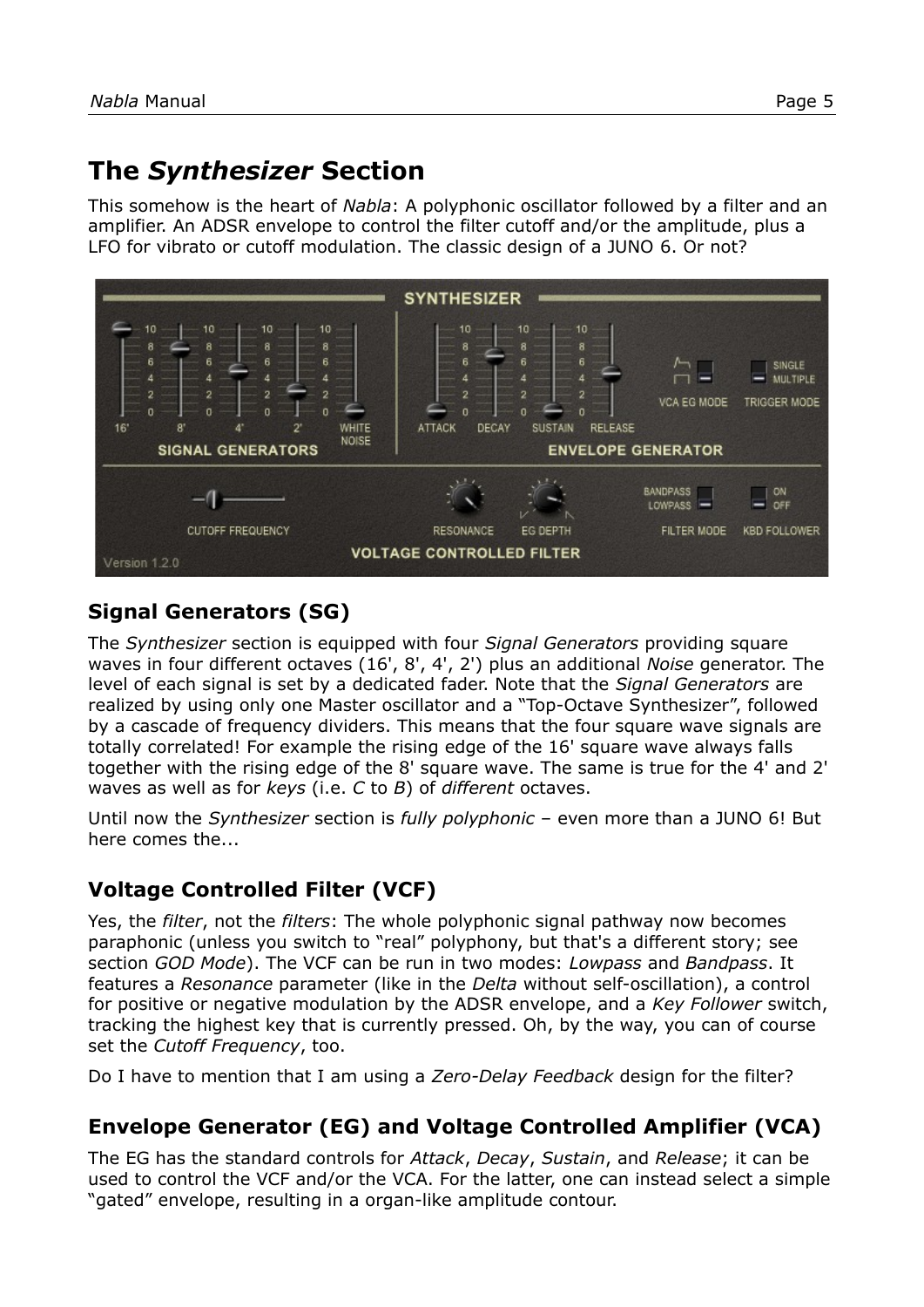## The *Synthesizer* Section

This somehow is the heart of *Nabla*: A polyphonic oscillator followed by a filter and an amplifier. An ADSR envelope to control the filter cutoff and/or the amplitude, plus a LFO for vibrato or cutoff modulation. The classic design of a JUNO 6. Or not?

### Signal Generators (SG)

The *Synthesizer* section is equipped with four *Signal Generators* providing square waves in four different octaves (16', 8', 4', 2') plus an additional *Noise* generator. The level of each signal is set by a dedicated fader. Note that the *Signal Generators* are realized by using only one Master oscillator and a “Top-Octave Synthesizer”, followed by a cascade of frequency dividers. This means that the four square wave signals are totally correlated! For example the rising edge of the 16' square wave always falls together with the rising edge of the 8' square wave. The same is true for the 4' and 2' waves as well as for *keys* (i.e. *C* to *B*) of *different* octaves.

Until now the *Synthesizer* section is *fully polyphonic* – even more than a JUNO 6! But here comes the...

### Voltage Controlled Filter (VCF)

Yes, the *filter*, not the *filters*: The whole polyphonic signal pathway now becomes paraphonic (unless you switch to “real” polyphony, but that's a different story; see section *GOD Mode*). The VCF can be run in two modes: *Lowpass* and *Bandpass*. It features a *Resonance* parameter (like in the *Delta* without self-oscillation), a control for positive or negative modulation by the ADSR envelope, and a *Key Follower* switch, tracking the highest key that is currently pressed. Oh, by the way, you can of course set the *Cutoff Frequency*, too.

Do I have to mention that I am using a *Zero-Delay Feedback* design for the filter?

### Envelope Generator (EG) and Voltage Controlled Amplifier (VCA)

The EG has the standard controls for *Attack*, *Decay*, *Sustain*, and *Release*; it can be used to control the VCF and/or the VCA. For the latter, one can instead select a simple “gated” envelope, resulting in a organ-like amplitude contour.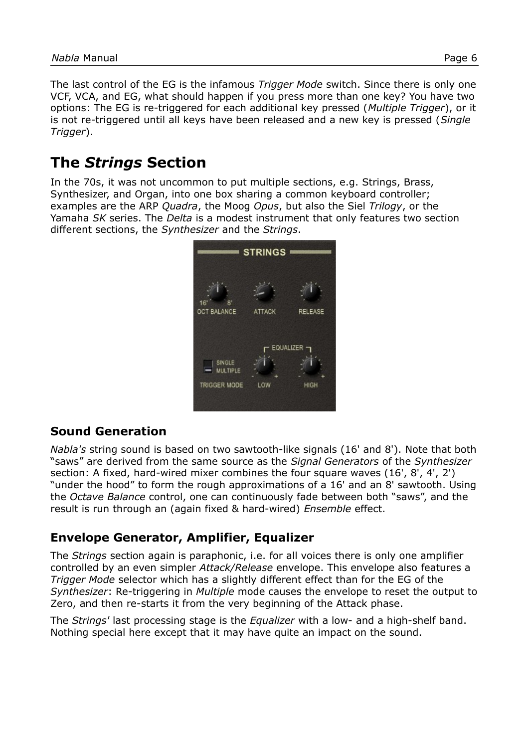The last control of the EG is the infamous *Trigger Mode* switch. Since there is only one VCF, VCA, and EG, what should happen if you press more than one key? You have two options: The EG is re-triggered for each additional key pressed (*Multiple Trigger*), or it is not re-triggered until all keys have been released and a new key is pressed (*Single Trigger*).

# The *Strings* Section

In the 70s, it was not uncommon to put multiple sections, e.g. Strings, Brass, Synthesizer, and Organ, into one box sharing a common keyboard controller; examples are the ARP *Quadra*, the Moog *Opus*, but also the Siel *Trilogy*, or the Yamaha *SK* series. The *Delta* is a modest instrument that only features two section different sections, the *Synthesizer* and the *Strings*.

## Sound Generation

*Nabla's* string sound is based on two sawtooth-like signals (16' and 8'). Note that both "saws" are derived from the same source as the *Signal Generators* of the *Synthesizer* section: A fixed, hard-wired mixer combines the four square waves (16', 8', 4', 2') "under the hood" to form the rough approximations of a 16' and an 8' sawtooth. Using the *Octave Balance* control, one can continuously fade between both "saws", and the result is run through an (again fixed & hard-wired) *Ensemble* effect.

## Envelope Generator, Amplifier, Equalizer

The *Strings* section again is paraphonic, i.e. for all voices there is only one amplifier controlled by an even simpler *Attack/Release* envelope. This envelope also features a *Trigger Mode* selector which has a slightly different effect than for the EG of the *Synthesizer*: Re-triggering in *Multiple* mode causes the envelope to reset the output to Zero, and then re-starts it from the very beginning of the Attack phase.

The *Strings'* last processing stage is the *Equalizer* with a low- and a high-shelf band. Nothing special here except that it may have quite an impact on the sound.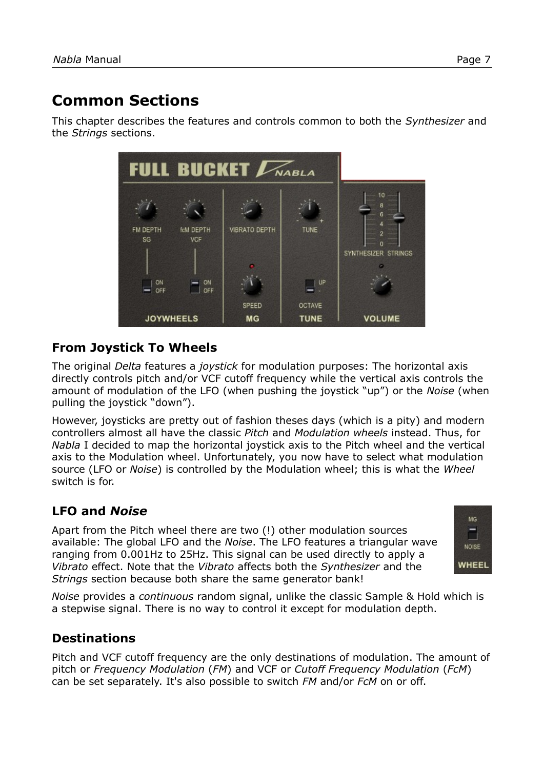# Common Sections

This chapter describes the features and controls common to both the *Synthesizer* and the *Strings* sections.

## From Joystick To Wheels

The original *Delta* features a *joystick* for modulation purposes: The horizontal axis directly controls pitch and/or VCF cutoff frequency while the vertical axis controls the amount of modulation of the LFO (when pushing the joystick "up") or the *Noise* (when pulling the joystick "down").

However, joysticks are pretty out of fashion theses days (which is a pity) and modern controllers almost all have the classic *Pitch* and *Modulation wheels* instead. Thus, for *Nabla* I decided to map the horizontal joystick axis to the Pitch wheel and the vertical axis to the Modulation wheel. Unfortunately, you now have to select what modulation source (LFO or *Noise*) is controlled by the Modulation wheel; this is what the *Wheel* switch is for.

## LFO and *Noise*

Apart from the Pitch wheel there are two (!) other modulation sources available: The global LFO and the *Noise*. The LFO features a triangular wave ranging from 0.001Hz to 25Hz. This signal can be used directly to apply a *Vibrato* effect. Note that the *Vibrato* affects both the *Synthesizer* and the *Strings* section because both share the same generator bank!

*Noise* provides a *continuous* random signal, unlike the classic Sample & Hold which is a stepwise signal. There is no way to control it except for modulation depth.

## Destinations

Pitch and VCF cutoff frequency are the only destinations of modulation. The amount of pitch or *Frequency Modulation* (*FM*) and VCF or *Cutoff Frequency Modulation* (*FcM*) can be set separately. It's also possible to switch *FM* and/or *FcM* on or off.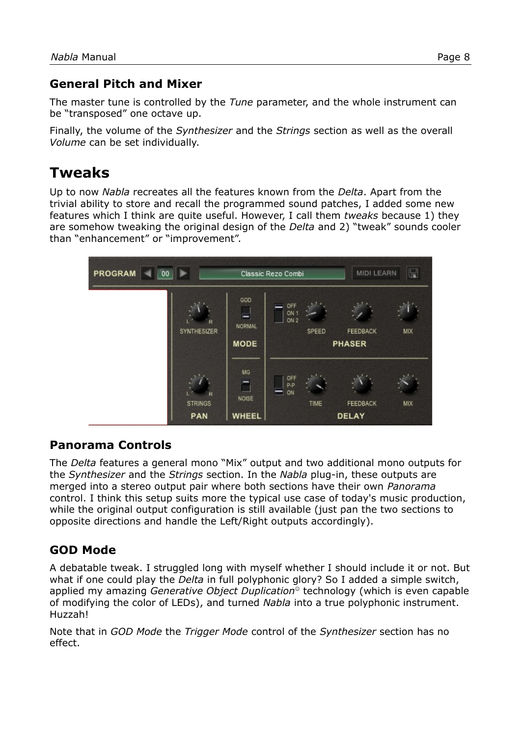### General Pitch and Mixer

The master tune is controlled by the *Tune* parameter, and the whole instrument can be "transposed" one octave up.

Finally, the volume of the *Synthesizer* and the *Strings* section as well as the overall *Volume* can be set individually.

## Tweaks

Up to now *Nabla* recreates all the features known from the *Delta*. Apart from the trivial ability to store and recall the programmed sound patches, I added some new features which I think are quite useful. However, I call them *tweaks* because 1) they are somehow tweaking the original design of the *Delta* and 2) "tweak" sounds cooler than "enhancement" or "improvement".

### Panorama Controls

The *Delta* features a general mono "Mix" output and two additional mono outputs for the *Synthesizer* and the *Strings* section. In the *Nabla* plug-in, these outputs are merged into a stereo output pair where both sections have their own *Panorama* control. I think this setup suits more the typical use case of today's music production, while the original output configuration is still available (just pan the two sections to opposite directions and handle the Left/Right outputs accordingly).

### GOD Mode

A debatable tweak. I struggled long with myself whether I should include it or not. But what if one could play the *Delta* in full polyphonic glory? So I added a simple switch, applied my amazing *Generative Object Duplication*© technology (which is even capable of modifying the color of LEDs), and turned *Nabla* into a true polyphonic instrument. Huzzah!

Note that in *GOD Mode* the *Trigger Mode* control of the *Synthesizer* section has no effect.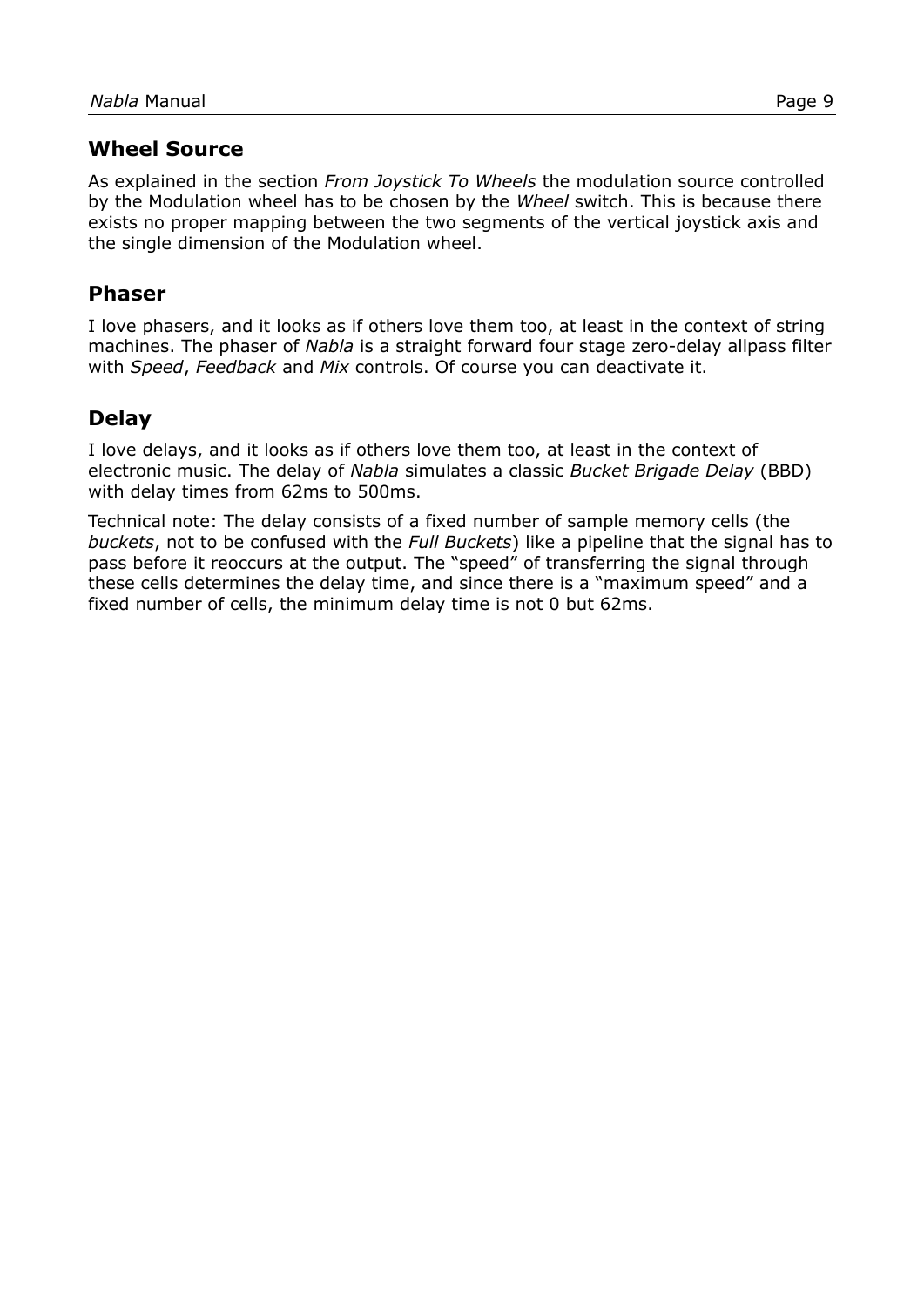## Wheel Source

As explained in the section *From Joystick To Wheels* the modulation source controlled by the Modulation wheel has to be chosen by the *Wheel* switch. This is because there exists no proper mapping between the two segments of the vertical joystick axis and the single dimension of the Modulation wheel.

## Phaser

I love phasers, and it looks as if others love them too, at least in the context of string machines. The phaser of *Nabla* is a straight forward four stage zero-delay allpass filter with *Speed*, *Feedback* and *Mix* controls. Of course you can deactivate it.

## Delay

I love delays, and it looks as if others love them too, at least in the context of electronic music. The delay of *Nabla* simulates a classic *Bucket Brigade Delay* (BBD) with delay times from 62ms to 500ms.

Technical note: The delay consists of a fixed number of sample memory cells (the *buckets*, not to be confused with the *Full Buckets*) like a pipeline that the signal has to pass before it reoccurs at the output. The "speed" of transferring the signal through these cells determines the delay time, and since there is a "maximum speed" and a fixed number of cells, the minimum delay time is not 0 but 62ms.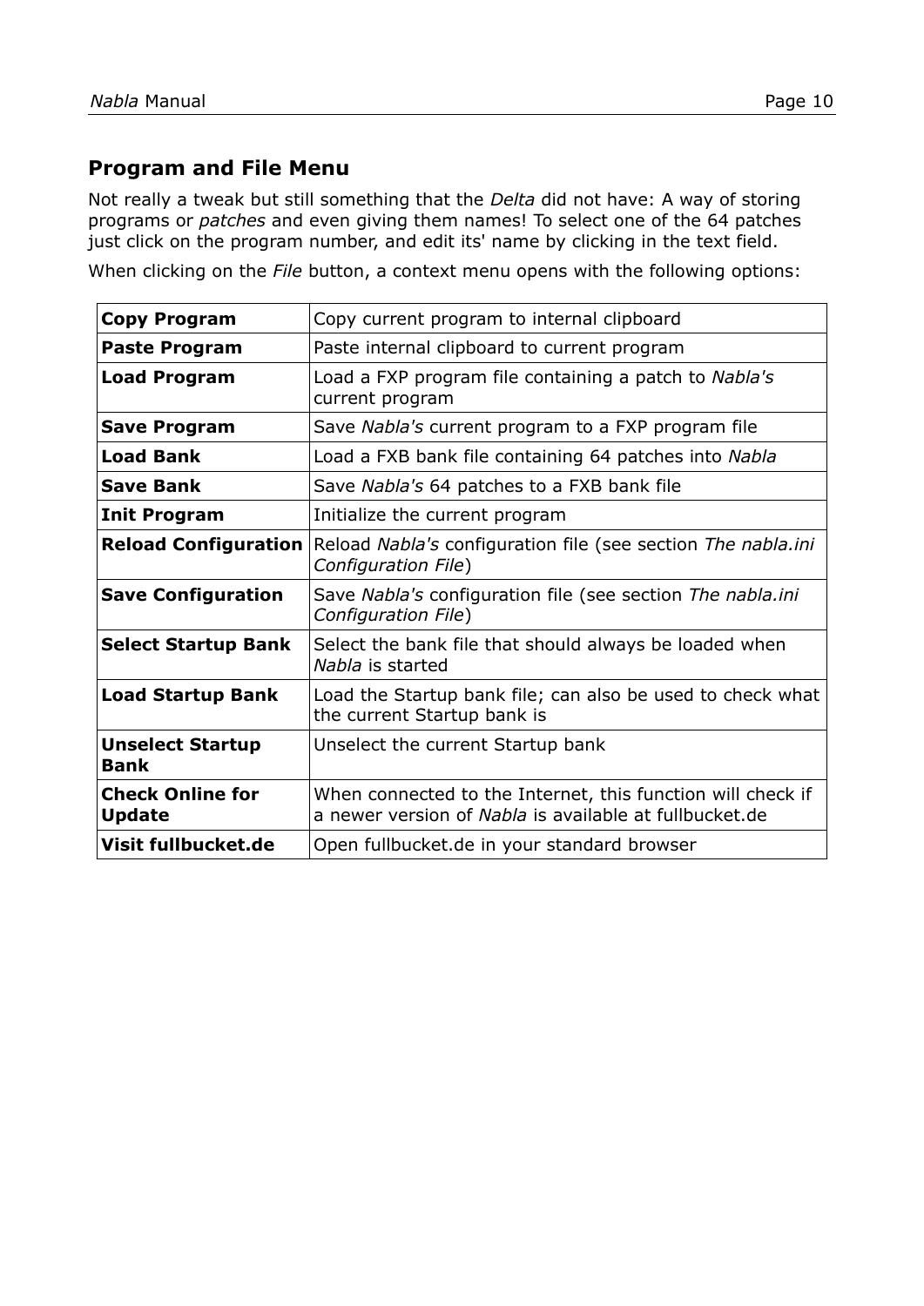## Program and File Menu

Not really a tweak but still something that the *Delta* did not have: A way of storing programs or *patches* and even giving them names! To select one of the 64 patches just click on the program number, and edit its' name by clicking in the text field.

When clicking on the *File* button, a context menu opens with the following options:

| | |
|---|---|
| **Copy Program** | Copy current program to internal clipboard |
| **Paste Program** | Paste internal clipboard to current program |
| **Load Program** | Load a FXP program file containing a patch to *Nabla's* current program |
| **Save Program** | Save *Nabla's* current program to a FXP program file |
| **Load Bank** | Load a FXB bank file containing 64 patches into *Nabla* |
| **Save Bank** | Save *Nabla's* 64 patches to a FXB bank file |
| **Init Program** | Initialize the current program |
| **Reload Configuration** | Reload *Nabla's* configuration file (see section *The nabla.ini Configuration File*) |
| **Save Configuration** | Save *Nabla's* configuration file (see section *The nabla.ini Configuration File*) |
| **Select Startup Bank** | Select the bank file that should always be loaded when *Nabla* is started |
| **Load Startup Bank** | Load the Startup bank file; can also be used to check what the current Startup bank is |
| **Unselect Startup Bank** | Unselect the current Startup bank |
| **Check Online for Update** | When connected to the Internet, this function will check if a newer version of *Nabla* is available at fullbucket.de |
| **Visit fullbucket.de** | Open fullbucket.de in your standard browser |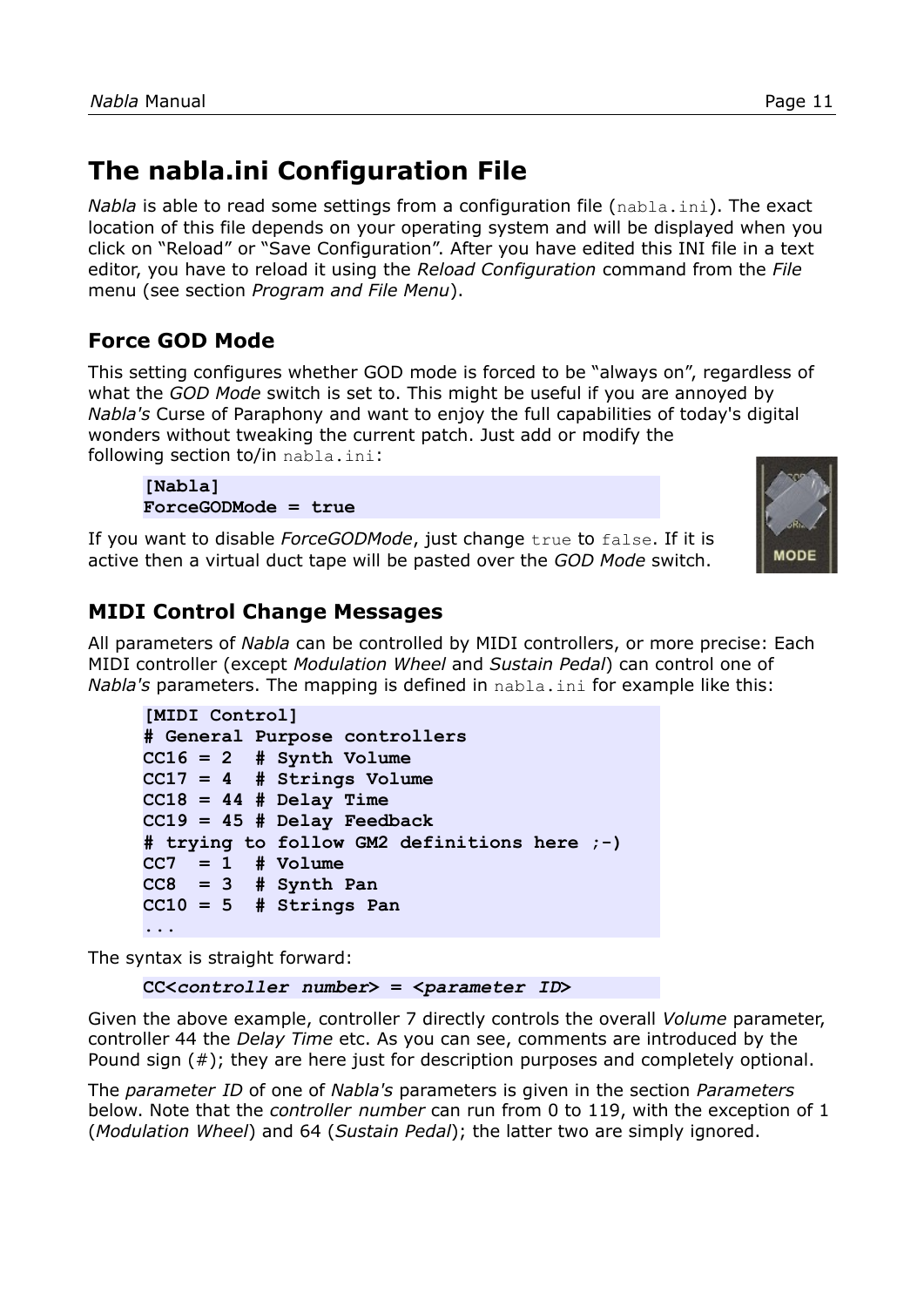# The nabla.ini Configuration File

*Nabla* is able to read some settings from a configuration file (`nabla.ini`). The exact location of this file depends on your operating system and will be displayed when you click on "Reload" or "Save Configuration". After you have edited this INI file in a text editor, you have to reload it using the *Reload Configuration* command from the *File* menu (see section *Program and File Menu*).

## Force GOD Mode

This setting configures whether GOD mode is forced to be "always on", regardless of what the *GOD Mode* switch is set to. This might be useful if you are annoyed by *Nabla's* Curse of Paraphony and want to enjoy the full capabilities of today's digital wonders without tweaking the current patch. Just add or modify the following section to/in `nabla.ini`:

```
[Nabla]
ForceGODMode = true
```

If you want to disable *ForceGODMode*, just change `true` to `false`. If it is active then a virtual duct tape will be pasted over the *GOD Mode* switch.

## MIDI Control Change Messages

All parameters of *Nabla* can be controlled by MIDI controllers, or more precise: Each MIDI controller (except *Modulation Wheel* and *Sustain Pedal*) can control one of *Nabla's* parameters. The mapping is defined in `nabla.ini` for example like this:

```
[MIDI Control]
# General Purpose controllers
CC16 = 2  # Synth Volume
CC17 = 4  # Strings Volume
CC18 = 44 # Delay Time
CC19 = 45 # Delay Feedback
# trying to follow GM2 definitions here ;-)
CC7  = 1  # Volume
CC8  = 3  # Synth Pan
CC10 = 5  # Strings Pan
...
```

The syntax is straight forward:

```
CC<controller number> = <parameter ID>
```

Given the above example, controller 7 directly controls the overall *Volume* parameter, controller 44 the *Delay Time* etc. As you can see, comments are introduced by the Pound sign (#); they are here just for description purposes and completely optional.

The *parameter ID* of one of *Nabla's* parameters is given in the section *Parameters* below. Note that the *controller number* can run from 0 to 119, with the exception of 1 (*Modulation Wheel*) and 64 (*Sustain Pedal*); the latter two are simply ignored.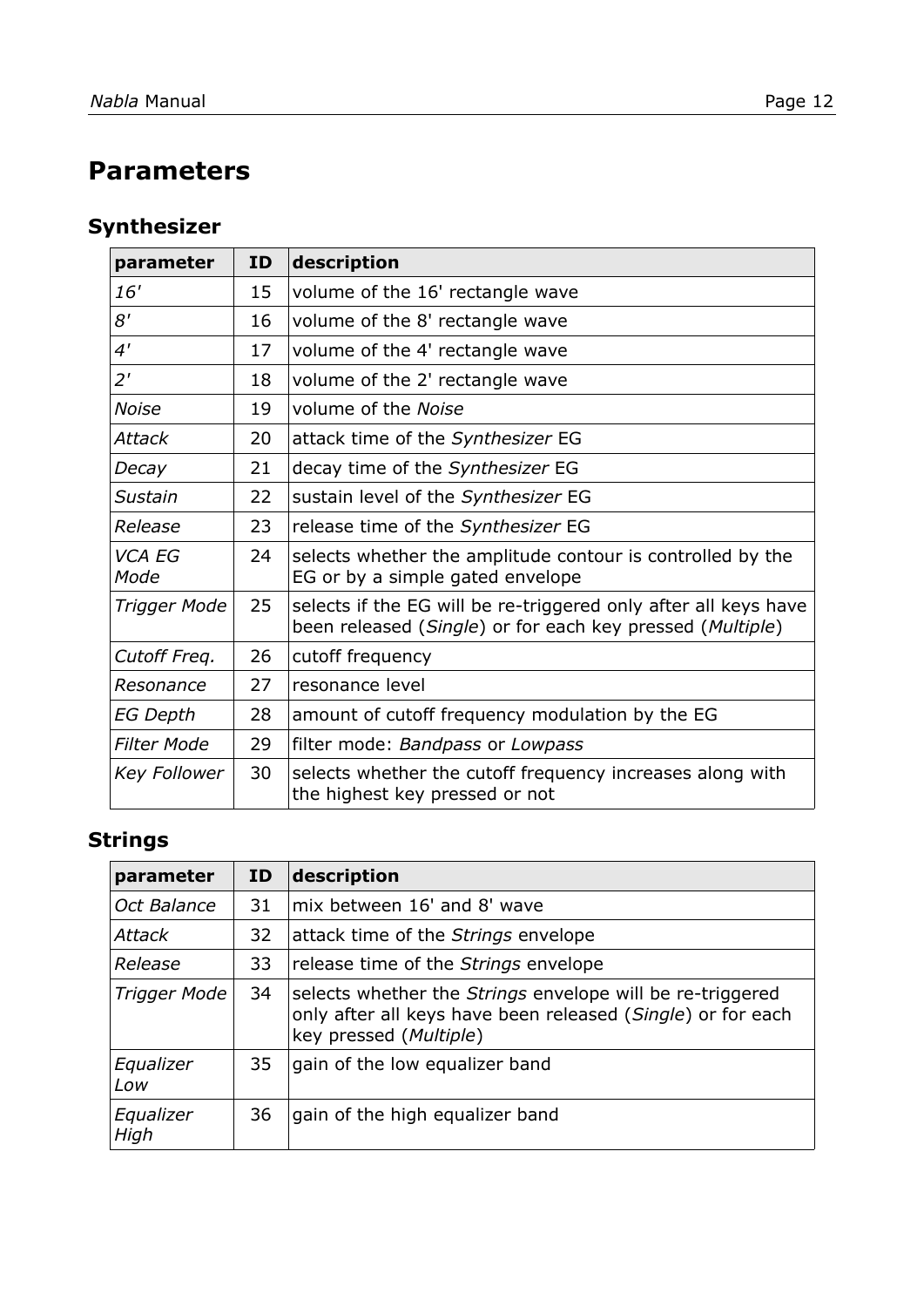# Parameters

## Synthesizer

| parameter | ID | description |
|---|---|---|
| *16'* | 15 | volume of the 16' rectangle wave |
| *8'* | 16 | volume of the 8' rectangle wave |
| *4'* | 17 | volume of the 4' rectangle wave |
| *2'* | 18 | volume of the 2' rectangle wave |
| *Noise* | 19 | volume of the *Noise* |
| *Attack* | 20 | attack time of the *Synthesizer* EG |
| *Decay* | 21 | decay time of the *Synthesizer* EG |
| *Sustain* | 22 | sustain level of the *Synthesizer* EG |
| *Release* | 23 | release time of the *Synthesizer* EG |
| *VCA EG Mode* | 24 | selects whether the amplitude contour is controlled by the EG or by a simple gated envelope |
| *Trigger Mode* | 25 | selects if the EG will be re-triggered only after all keys have been released (*Single*) or for each key pressed (*Multiple*) |
| *Cutoff Freq.* | 26 | cutoff frequency |
| *Resonance* | 27 | resonance level |
| *EG Depth* | 28 | amount of cutoff frequency modulation by the EG |
| *Filter Mode* | 29 | filter mode: *Bandpass* or *Lowpass* |
| *Key Follower* | 30 | selects whether the cutoff frequency increases along with the highest key pressed or not |

## Strings

| parameter | ID | description |
|---|---|---|
| *Oct Balance* | 31 | mix between 16' and 8' wave |
| *Attack* | 32 | attack time of the *Strings* envelope |
| *Release* | 33 | release time of the *Strings* envelope |
| *Trigger Mode* | 34 | selects whether the *Strings* envelope will be re-triggered only after all keys have been released (*Single*) or for each key pressed (*Multiple*) |
| *Equalizer Low* | 35 | gain of the low equalizer band |
| *Equalizer High* | 36 | gain of the high equalizer band |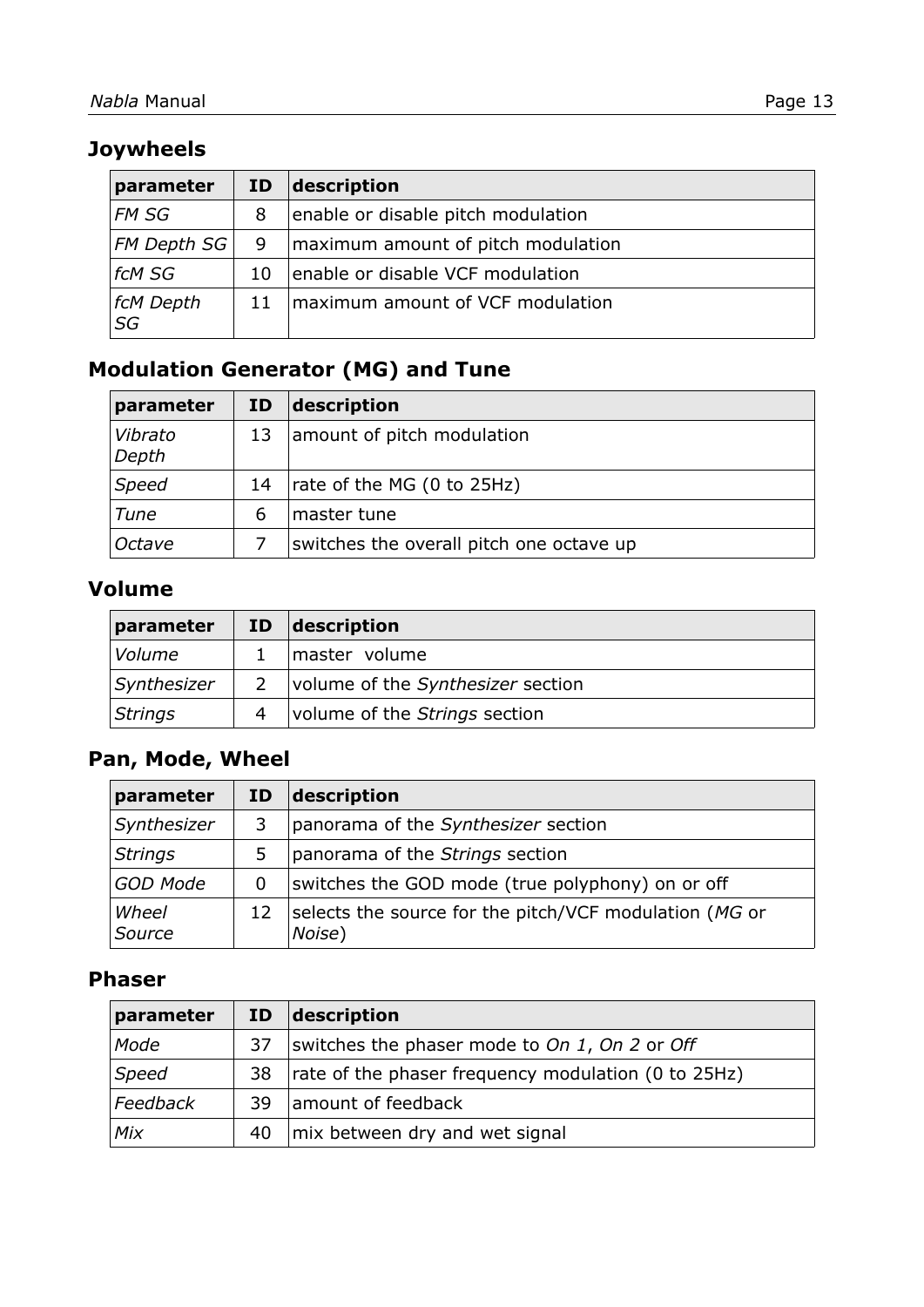## Joywheels

| **parameter** | **ID** | **description** |
|---|---|---|
| *FM SG* | 8 | enable or disable pitch modulation |
| *FM Depth SG* | 9 | maximum amount of pitch modulation |
| *fcM SG* | 10 | enable or disable VCF modulation |
| *fcM Depth SG* | 11 | maximum amount of VCF modulation |

## Modulation Generator (MG) and Tune

| **parameter** | **ID** | **description** |
|---|---|---|
| *Vibrato Depth* | 13 | amount of pitch modulation |
| *Speed* | 14 | rate of the MG (0 to 25Hz) |
| *Tune* | 6 | master tune |
| *Octave* | 7 | switches the overall pitch one octave up |

## Volume

| **parameter** | **ID** | **description** |
|---|---|---|
| *Volume* | 1 | master volume |
| *Synthesizer* | 2 | volume of the *Synthesizer* section |
| *Strings* | 4 | volume of the *Strings* section |

## Pan, Mode, Wheel

| **parameter** | **ID** | **description** |
|---|---|---|
| *Synthesizer* | 3 | panorama of the *Synthesizer* section |
| *Strings* | 5 | panorama of the *Strings* section |
| *GOD Mode* | 0 | switches the GOD mode (true polyphony) on or off |
| *Wheel Source* | 12 | selects the source for the pitch/VCF modulation (*MG* or *Noise*) |

## Phaser

| **parameter** | **ID** | **description** |
|---|---|---|
| *Mode* | 37 | switches the phaser mode to *On 1*, *On 2* or *Off* |
| *Speed* | 38 | rate of the phaser frequency modulation (0 to 25Hz) |
| *Feedback* | 39 | amount of feedback |
| *Mix* | 40 | mix between dry and wet signal |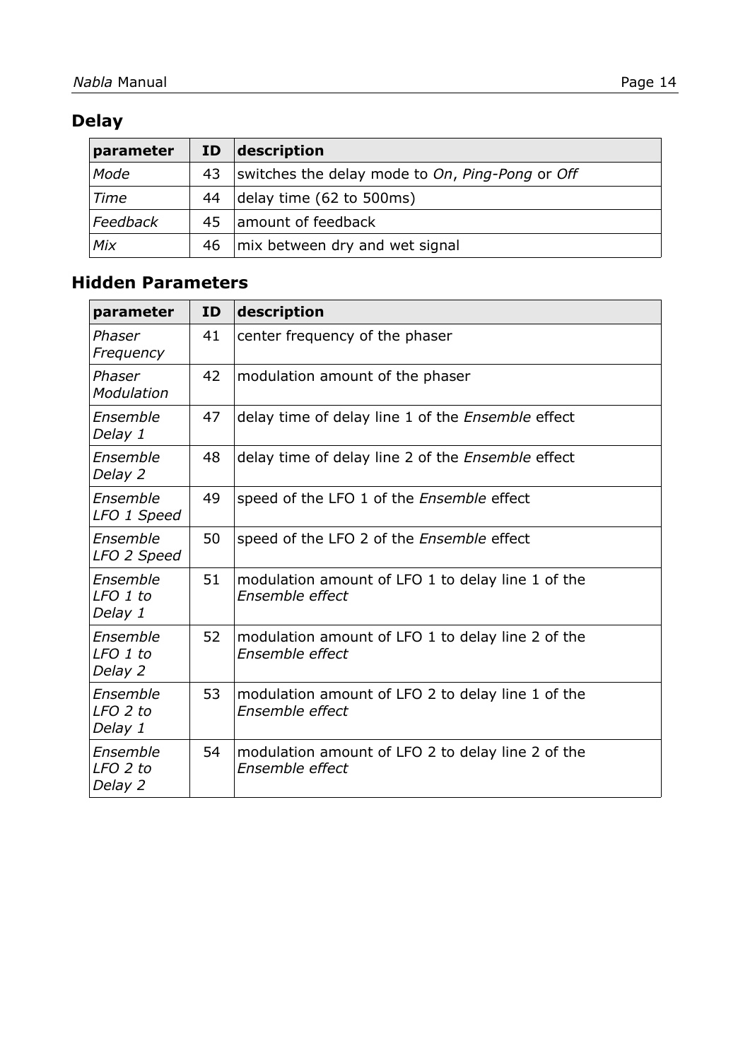## Delay

| parameter | ID | description |
|---|---|---|
| *Mode* | 43 | switches the delay mode to *On*, *Ping-Pong* or *Off* |
| *Time* | 44 | delay time (62 to 500ms) |
| *Feedback* | 45 | amount of feedback |
| *Mix* | 46 | mix between dry and wet signal |

## Hidden Parameters

| parameter | ID | description |
|---|---|---|
| *Phaser Frequency* | 41 | center frequency of the phaser |
| *Phaser Modulation* | 42 | modulation amount of the phaser |
| *Ensemble Delay 1* | 47 | delay time of delay line 1 of the *Ensemble* effect |
| *Ensemble Delay 2* | 48 | delay time of delay line 2 of the *Ensemble* effect |
| *Ensemble LFO 1 Speed* | 49 | speed of the LFO 1 of the *Ensemble* effect |
| *Ensemble LFO 2 Speed* | 50 | speed of the LFO 2 of the *Ensemble* effect |
| *Ensemble LFO 1 to Delay 1* | 51 | modulation amount of LFO 1 to delay line 1 of the *Ensemble effect* |
| *Ensemble LFO 1 to Delay 2* | 52 | modulation amount of LFO 1 to delay line 2 of the *Ensemble effect* |
| *Ensemble LFO 2 to Delay 1* | 53 | modulation amount of LFO 2 to delay line 1 of the *Ensemble effect* |
| *Ensemble LFO 2 to Delay 2* | 54 | modulation amount of LFO 2 to delay line 2 of the *Ensemble effect* |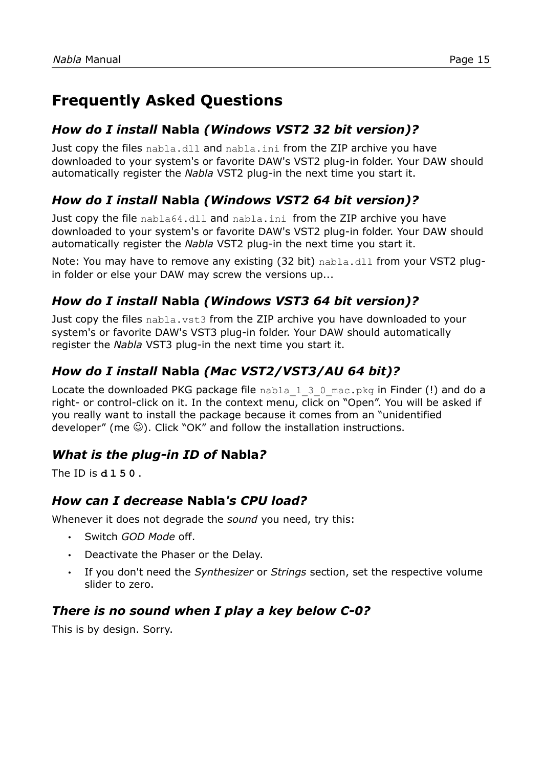# Frequently Asked Questions

## *How do I install* **Nabla** *(Windows VST2 32 bit version)?*

Just copy the files `nabla.dll` and `nabla.ini` from the ZIP archive you have downloaded to your system's or favorite DAW's VST2 plug-in folder. Your DAW should automatically register the *Nabla* VST2 plug-in the next time you start it.

## *How do I install* **Nabla** *(Windows VST2 64 bit version)?*

Just copy the file `nabla64.dll` and `nabla.ini` from the ZIP archive you have downloaded to your system's or favorite DAW's VST2 plug-in folder. Your DAW should automatically register the *Nabla* VST2 plug-in the next time you start it.

Note: You may have to remove any existing (32 bit) `nabla.dll` from your VST2 plug-in folder or else your DAW may screw the versions up...

## *How do I install* **Nabla** *(Windows VST3 64 bit version)?*

Just copy the files `nabla.vst3` from the ZIP archive you have downloaded to your system's or favorite DAW's VST3 plug-in folder. Your DAW should automatically register the *Nabla* VST3 plug-in the next time you start it.

## *How do I install* **Nabla** *(Mac VST2/VST3/AU 64 bit)?*

Locate the downloaded PKG package file `nabla_1_3_0_mac.pkg` in Finder (!) and do a right- or control-click on it. In the context menu, click on "Open". You will be asked if you really want to install the package because it comes from an "unidentified developer" (me ☺). Click "OK" and follow the installation instructions.

## *What is the plug-in ID of* **Nabla***?*

The ID is **`d150`**.

## *How can I decrease* **Nabla***'s CPU load?*

Whenever it does not degrade the *sound* you need, try this:

- Switch *GOD Mode* off.
- Deactivate the Phaser or the Delay.
- If you don't need the *Synthesizer* or *Strings* section, set the respective volume slider to zero.

## *There is no sound when I play a key below C-0?*

This is by design. Sorry.